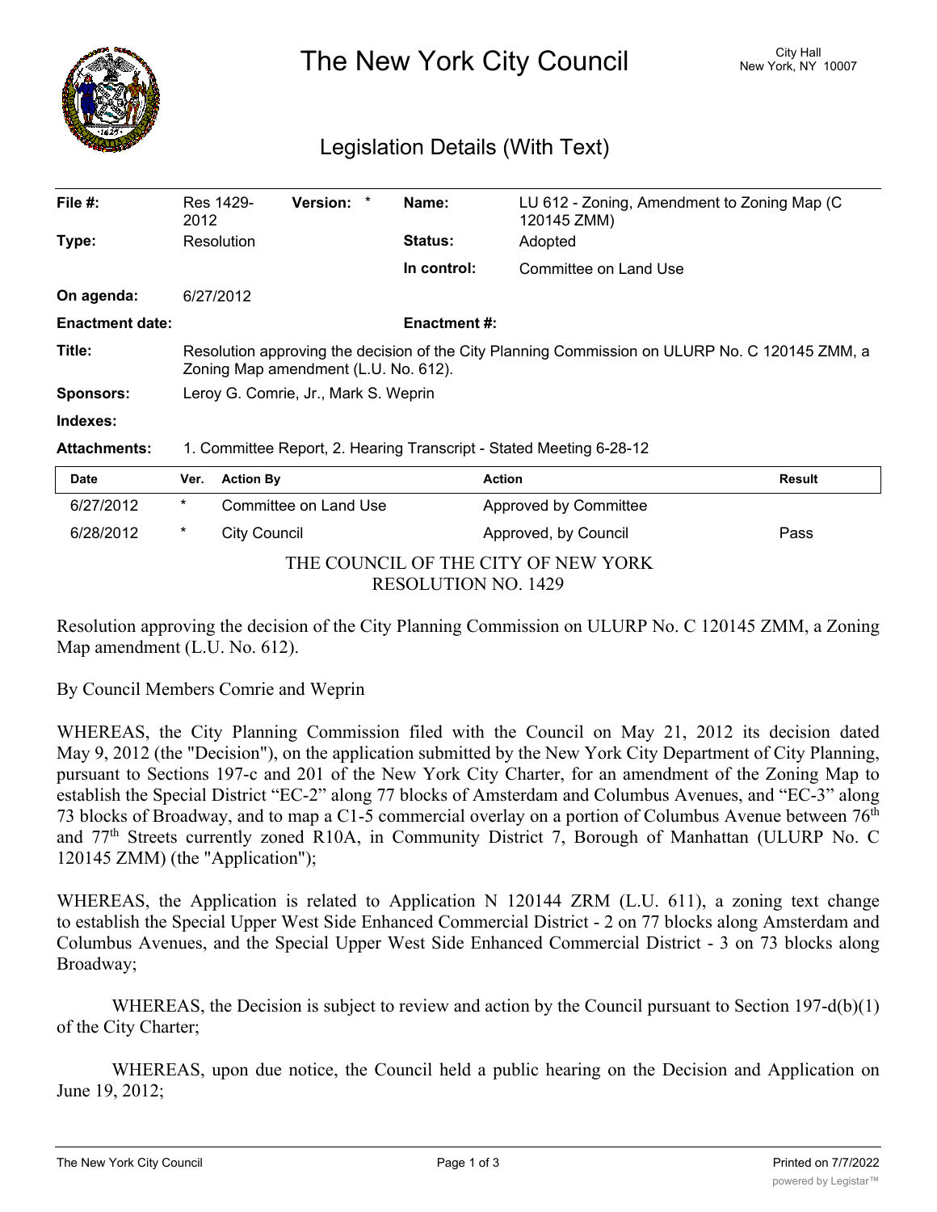# The New York City Council

City Hall
New York, NY 10007

## Legislation Details (With Text)

| | | | | | |
|---|---|---|---|---|---|
| **File #:** | Res 1429-2012 | **Version:** | * | **Name:** | LU 612 - Zoning, Amendment to Zoning Map (C 120145 ZMM) |
| **Type:** | Resolution | | | **Status:** | Adopted |
| | | | | **In control:** | Committee on Land Use |
| **On agenda:** | 6/27/2012 | | | | |
| **Enactment date:** | | | | **Enactment #:** | |

**Title:** Resolution approving the decision of the City Planning Commission on ULURP No. C 120145 ZMM, a Zoning Map amendment (L.U. No. 612).

**Sponsors:** Leroy G. Comrie, Jr., Mark S. Weprin

**Indexes:**

**Attachments:** 1. Committee Report, 2. Hearing Transcript - Stated Meeting 6-28-12

| Date | Ver. | Action By | Action | Result |
|---|---|---|---|---|
| 6/27/2012 | * | Committee on Land Use | Approved by Committee | |
| 6/28/2012 | * | City Council | Approved, by Council | Pass |

THE COUNCIL OF THE CITY OF NEW YORK
RESOLUTION NO. 1429

Resolution approving the decision of the City Planning Commission on ULURP No. C 120145 ZMM, a Zoning Map amendment (L.U. No. 612).

By Council Members Comrie and Weprin

WHEREAS, the City Planning Commission filed with the Council on May 21, 2012 its decision dated May 9, 2012 (the "Decision"), on the application submitted by the New York City Department of City Planning, pursuant to Sections 197-c and 201 of the New York City Charter, for an amendment of the Zoning Map to establish the Special District "EC-2" along 77 blocks of Amsterdam and Columbus Avenues, and "EC-3" along 73 blocks of Broadway, and to map a C1-5 commercial overlay on a portion of Columbus Avenue between 76th and 77th Streets currently zoned R10A, in Community District 7, Borough of Manhattan (ULURP No. C 120145 ZMM) (the "Application");

WHEREAS, the Application is related to Application N 120144 ZRM (L.U. 611), a zoning text change to establish the Special Upper West Side Enhanced Commercial District - 2 on 77 blocks along Amsterdam and Columbus Avenues, and the Special Upper West Side Enhanced Commercial District - 3 on 73 blocks along Broadway;

WHEREAS, the Decision is subject to review and action by the Council pursuant to Section 197-d(b)(1) of the City Charter;

WHEREAS, upon due notice, the Council held a public hearing on the Decision and Application on June 19, 2012;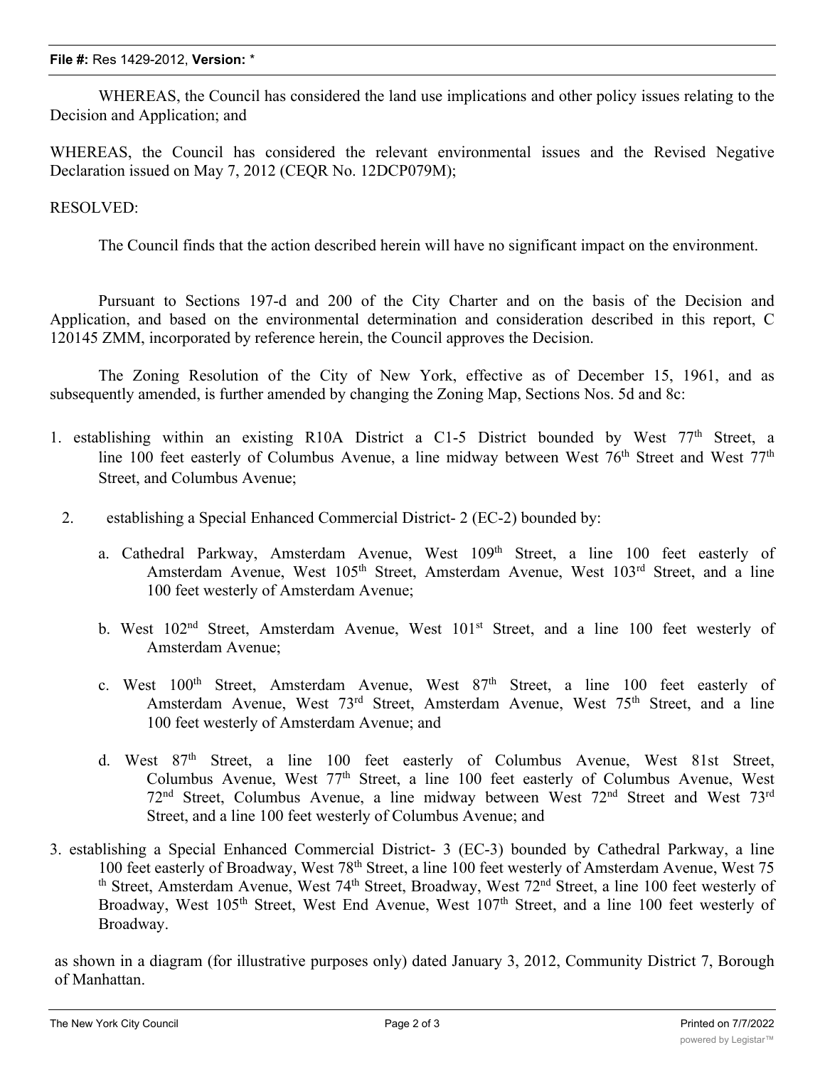WHEREAS, the Council has considered the land use implications and other policy issues relating to the Decision and Application; and

WHEREAS, the Council has considered the relevant environmental issues and the Revised Negative Declaration issued on May 7, 2012 (CEQR No. 12DCP079M);

RESOLVED:

The Council finds that the action described herein will have no significant impact on the environment.

Pursuant to Sections 197-d and 200 of the City Charter and on the basis of the Decision and Application, and based on the environmental determination and consideration described in this report, C 120145 ZMM, incorporated by reference herein, the Council approves the Decision.

The Zoning Resolution of the City of New York, effective as of December 15, 1961, and as subsequently amended, is further amended by changing the Zoning Map, Sections Nos. 5d and 8c:

1. establishing within an existing R10A District a C1-5 District bounded by West 77th Street, a line 100 feet easterly of Columbus Avenue, a line midway between West 76th Street and West 77th Street, and Columbus Avenue;

2. establishing a Special Enhanced Commercial District- 2 (EC-2) bounded by:

   a. Cathedral Parkway, Amsterdam Avenue, West 109th Street, a line 100 feet easterly of Amsterdam Avenue, West 105th Street, Amsterdam Avenue, West 103rd Street, and a line 100 feet westerly of Amsterdam Avenue;

   b. West 102nd Street, Amsterdam Avenue, West 101st Street, and a line 100 feet westerly of Amsterdam Avenue;

   c. West 100th Street, Amsterdam Avenue, West 87th Street, a line 100 feet easterly of Amsterdam Avenue, West 73rd Street, Amsterdam Avenue, West 75th Street, and a line 100 feet westerly of Amsterdam Avenue; and

   d. West 87th Street, a line 100 feet easterly of Columbus Avenue, West 81st Street, Columbus Avenue, West 77th Street, a line 100 feet easterly of Columbus Avenue, West 72nd Street, Columbus Avenue, a line midway between West 72nd Street and West 73rd Street, and a line 100 feet westerly of Columbus Avenue; and

3. establishing a Special Enhanced Commercial District- 3 (EC-3) bounded by Cathedral Parkway, a line 100 feet easterly of Broadway, West 78th Street, a line 100 feet westerly of Amsterdam Avenue, West 75th Street, Amsterdam Avenue, West 74th Street, Broadway, West 72nd Street, a line 100 feet westerly of Broadway, West 105th Street, West End Avenue, West 107th Street, and a line 100 feet westerly of Broadway.

as shown in a diagram (for illustrative purposes only) dated January 3, 2012, Community District 7, Borough of Manhattan.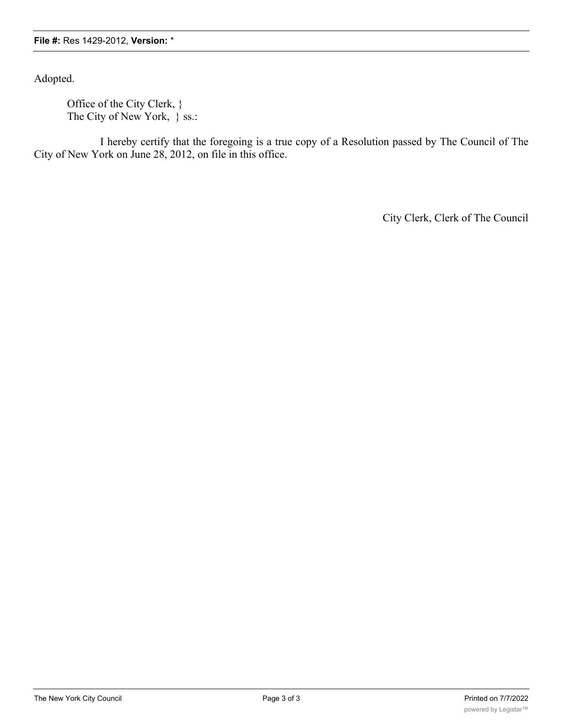Adopted.

Office of the City Clerk, }
The City of New York, } ss.:

I hereby certify that the foregoing is a true copy of a Resolution passed by The Council of The City of New York on June 28, 2012, on file in this office.

City Clerk, Clerk of The Council